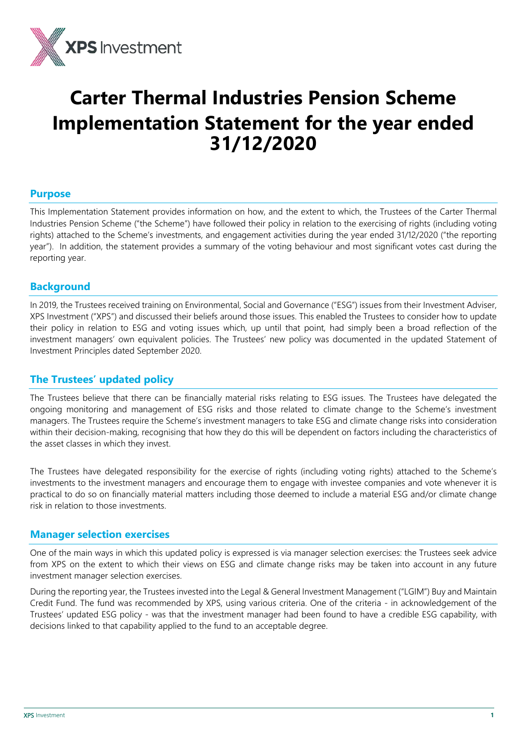# Carter Thermal Industries Pension Scheme Implementation Statement for the year ended 31/12/2020

## Purpose

This Implementation Statement provides information on how, and the extent to which, the Trustees of the Carter Thermal Industries Pension Scheme ("the Scheme") have followed their policy in relation to the exercising of rights (including voting rights) attached to the Scheme's investments, and engagement activities during the year ended 31/12/2020 ("the reporting year"). In addition, the statement provides a summary of the voting behaviour and most significant votes cast during the reporting year.

## Background

In 2019, the Trustees received training on Environmental, Social and Governance ("ESG") issues from their Investment Adviser, XPS Investment ("XPS") and discussed their beliefs around those issues. This enabled the Trustees to consider how to update their policy in relation to ESG and voting issues which, up until that point, had simply been a broad reflection of the investment managers' own equivalent policies. The Trustees' new policy was documented in the updated Statement of Investment Principles dated September 2020.

## The Trustees' updated policy

The Trustees believe that there can be financially material risks relating to ESG issues. The Trustees have delegated the ongoing monitoring and management of ESG risks and those related to climate change to the Scheme's investment managers. The Trustees require the Scheme's investment managers to take ESG and climate change risks into consideration within their decision-making, recognising that how they do this will be dependent on factors including the characteristics of the asset classes in which they invest.

The Trustees have delegated responsibility for the exercise of rights (including voting rights) attached to the Scheme's investments to the investment managers and encourage them to engage with investee companies and vote whenever it is practical to do so on financially material matters including those deemed to include a material ESG and/or climate change risk in relation to those investments.

## Manager selection exercises

One of the main ways in which this updated policy is expressed is via manager selection exercises: the Trustees seek advice from XPS on the extent to which their views on ESG and climate change risks may be taken into account in any future investment manager selection exercises.

During the reporting year, the Trustees invested into the Legal & General Investment Management ("LGIM") Buy and Maintain Credit Fund. The fund was recommended by XPS, using various criteria. One of the criteria - in acknowledgement of the Trustees' updated ESG policy - was that the investment manager had been found to have a credible ESG capability, with decisions linked to that capability applied to the fund to an acceptable degree.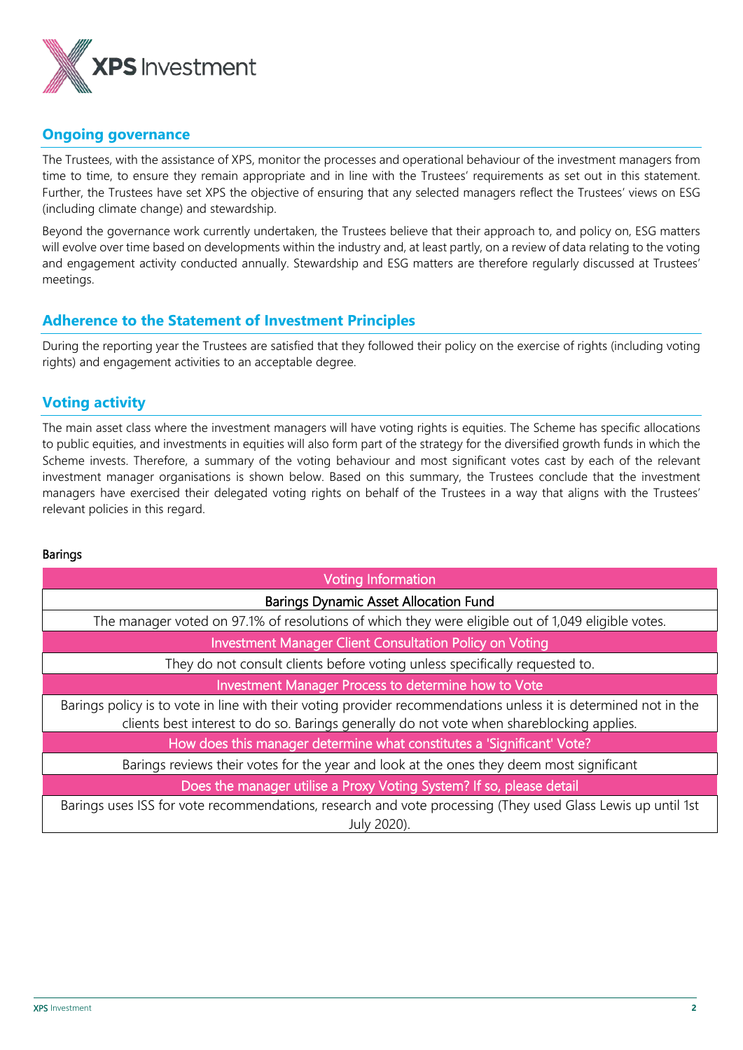## Ongoing governance

The Trustees, with the assistance of XPS, monitor the processes and operational behaviour of the investment managers from time to time, to ensure they remain appropriate and in line with the Trustees' requirements as set out in this statement. Further, the Trustees have set XPS the objective of ensuring that any selected managers reflect the Trustees' views on ESG (including climate change) and stewardship.

Beyond the governance work currently undertaken, the Trustees believe that their approach to, and policy on, ESG matters will evolve over time based on developments within the industry and, at least partly, on a review of data relating to the voting and engagement activity conducted annually. Stewardship and ESG matters are therefore regularly discussed at Trustees' meetings.

## Adherence to the Statement of Investment Principles

During the reporting year the Trustees are satisfied that they followed their policy on the exercise of rights (including voting rights) and engagement activities to an acceptable degree.

## Voting activity

The main asset class where the investment managers will have voting rights is equities. The Scheme has specific allocations to public equities, and investments in equities will also form part of the strategy for the diversified growth funds in which the Scheme invests. Therefore, a summary of the voting behaviour and most significant votes cast by each of the relevant investment manager organisations is shown below. Based on this summary, the Trustees conclude that the investment managers have exercised their delegated voting rights on behalf of the Trustees in a way that aligns with the Trustees' relevant policies in this regard.

### Barings

| Voting Information |
| --- |
| Barings Dynamic Asset Allocation Fund |
| The manager voted on 97.1% of resolutions of which they were eligible out of 1,049 eligible votes. |
| **Investment Manager Client Consultation Policy on Voting** |
| They do not consult clients before voting unless specifically requested to. |
| **Investment Manager Process to determine how to Vote** |
| Barings policy is to vote in line with their voting provider recommendations unless it is determined not in the clients best interest to do so. Barings generally do not vote when shareblocking applies. |
| **How does this manager determine what constitutes a 'Significant' Vote?** |
| Barings reviews their votes for the year and look at the ones they deem most significant |
| **Does the manager utilise a Proxy Voting System? If so, please detail** |
| Barings uses ISS for vote recommendations, research and vote processing (They used Glass Lewis up until 1st July 2020). |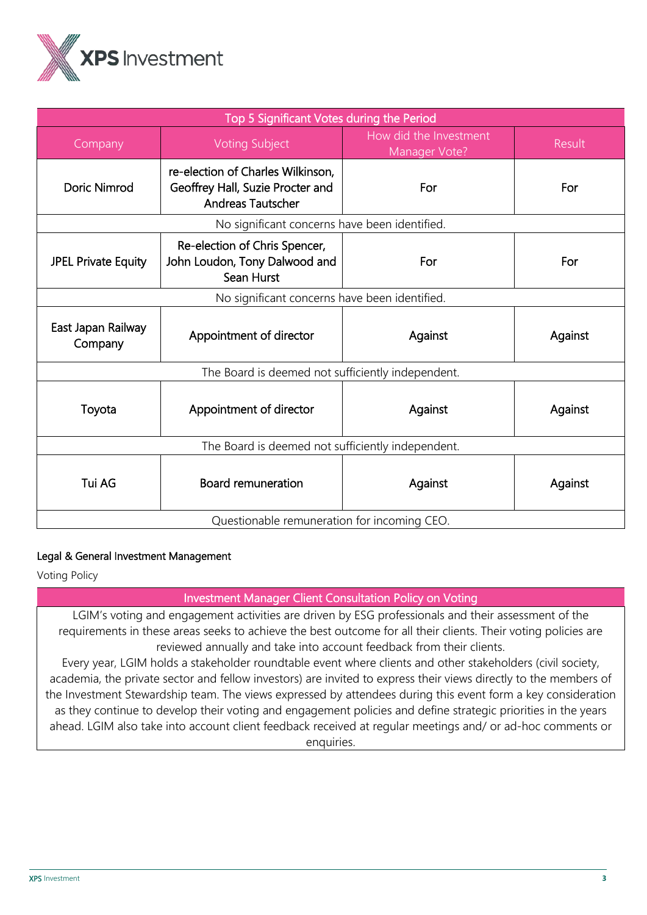| Top 5 Significant Votes during the Period | | | |
|---|---|---|---|
| Company | Voting Subject | How did the Investment Manager Vote? | Result |
| Doric Nimrod | re-election of Charles Wilkinson, Geoffrey Hall, Suzie Procter and Andreas Tautscher | For | For |
| No significant concerns have been identified. | | | |
| JPEL Private Equity | Re-election of Chris Spencer, John Loudon, Tony Dalwood and Sean Hurst | For | For |
| No significant concerns have been identified. | | | |
| East Japan Railway Company | Appointment of director | Against | Against |
| The Board is deemed not sufficiently independent. | | | |
| Toyota | Appointment of director | Against | Against |
| The Board is deemed not sufficiently independent. | | | |
| Tui AG | Board remuneration | Against | Against |
| Questionable remuneration for incoming CEO. | | | |

Legal & General Investment Management

Voting Policy

| Investment Manager Client Consultation Policy on Voting |
|---|
| LGIM's voting and engagement activities are driven by ESG professionals and their assessment of the requirements in these areas seeks to achieve the best outcome for all their clients. Their voting policies are reviewed annually and take into account feedback from their clients. Every year, LGIM holds a stakeholder roundtable event where clients and other stakeholders (civil society, academia, the private sector and fellow investors) are invited to express their views directly to the members of the Investment Stewardship team. The views expressed by attendees during this event form a key consideration as they continue to develop their voting and engagement policies and define strategic priorities in the years ahead. LGIM also take into account client feedback received at regular meetings and/ or ad-hoc comments or enquiries. |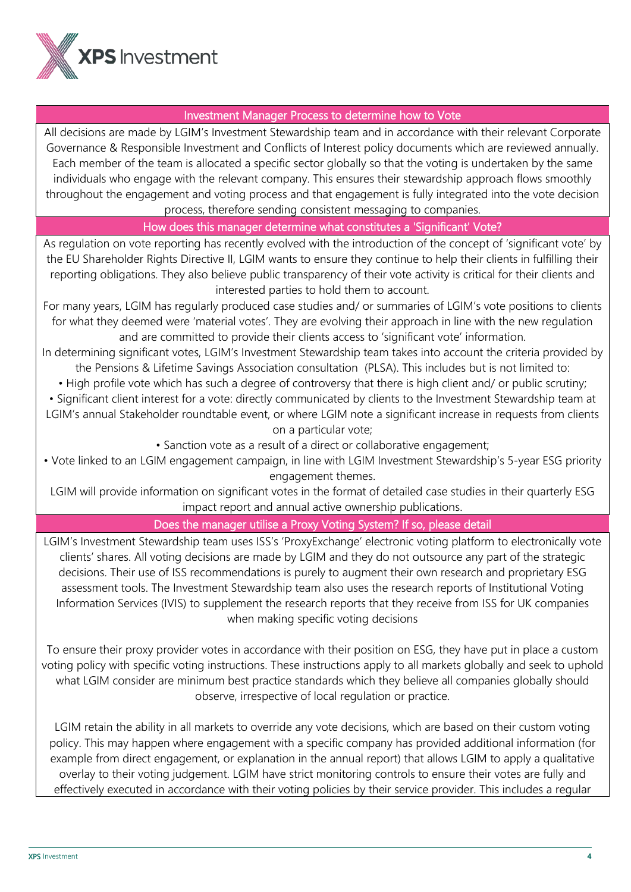## Investment Manager Process to determine how to Vote

All decisions are made by LGIM's Investment Stewardship team and in accordance with their relevant Corporate Governance & Responsible Investment and Conflicts of Interest policy documents which are reviewed annually. Each member of the team is allocated a specific sector globally so that the voting is undertaken by the same individuals who engage with the relevant company. This ensures their stewardship approach flows smoothly throughout the engagement and voting process and that engagement is fully integrated into the vote decision process, therefore sending consistent messaging to companies.

## How does this manager determine what constitutes a 'Significant' Vote?

As regulation on vote reporting has recently evolved with the introduction of the concept of 'significant vote' by the EU Shareholder Rights Directive II, LGIM wants to ensure they continue to help their clients in fulfilling their reporting obligations. They also believe public transparency of their vote activity is critical for their clients and interested parties to hold them to account.

For many years, LGIM has regularly produced case studies and/ or summaries of LGIM's vote positions to clients for what they deemed were 'material votes'. They are evolving their approach in line with the new regulation and are committed to provide their clients access to 'significant vote' information.

In determining significant votes, LGIM's Investment Stewardship team takes into account the criteria provided by the Pensions & Lifetime Savings Association consultation (PLSA). This includes but is not limited to:

- High profile vote which has such a degree of controversy that there is high client and/ or public scrutiny;
- Significant client interest for a vote: directly communicated by clients to the Investment Stewardship team at LGIM's annual Stakeholder roundtable event, or where LGIM note a significant increase in requests from clients on a particular vote;
- Sanction vote as a result of a direct or collaborative engagement;
- Vote linked to an LGIM engagement campaign, in line with LGIM Investment Stewardship's 5-year ESG priority engagement themes.

LGIM will provide information on significant votes in the format of detailed case studies in their quarterly ESG impact report and annual active ownership publications.

## Does the manager utilise a Proxy Voting System? If so, please detail

LGIM's Investment Stewardship team uses ISS's 'ProxyExchange' electronic voting platform to electronically vote clients' shares. All voting decisions are made by LGIM and they do not outsource any part of the strategic decisions. Their use of ISS recommendations is purely to augment their own research and proprietary ESG assessment tools. The Investment Stewardship team also uses the research reports of Institutional Voting Information Services (IVIS) to supplement the research reports that they receive from ISS for UK companies when making specific voting decisions

To ensure their proxy provider votes in accordance with their position on ESG, they have put in place a custom voting policy with specific voting instructions. These instructions apply to all markets globally and seek to uphold what LGIM consider are minimum best practice standards which they believe all companies globally should observe, irrespective of local regulation or practice.

LGIM retain the ability in all markets to override any vote decisions, which are based on their custom voting policy. This may happen where engagement with a specific company has provided additional information (for example from direct engagement, or explanation in the annual report) that allows LGIM to apply a qualitative overlay to their voting judgement. LGIM have strict monitoring controls to ensure their votes are fully and effectively executed in accordance with their voting policies by their service provider. This includes a regular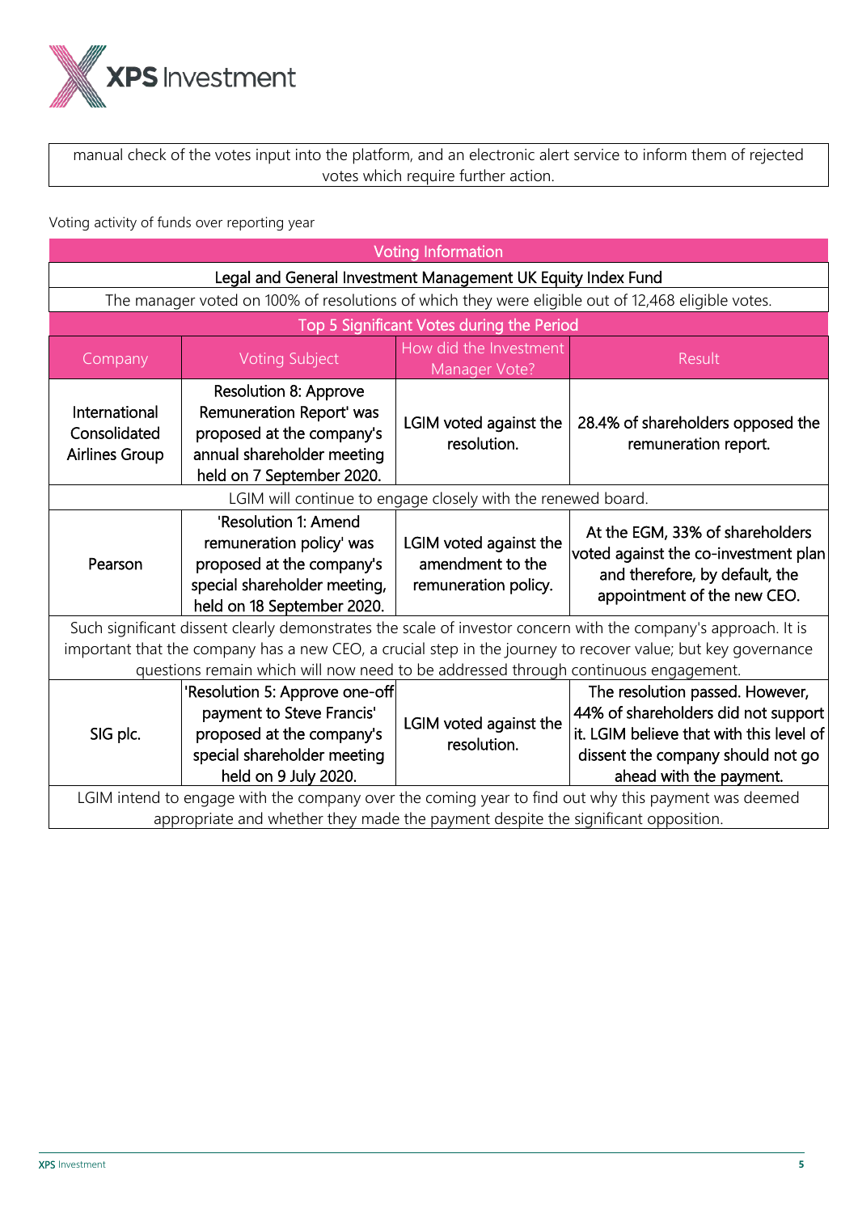manual check of the votes input into the platform, and an electronic alert service to inform them of rejected votes which require further action.

Voting activity of funds over reporting year

| Voting Information | | | |
|---|---|---|---|
| **Legal and General Investment Management UK Equity Index Fund** | | | |
| The manager voted on 100% of resolutions of which they were eligible out of 12,468 eligible votes. | | | |
| **Top 5 Significant Votes during the Period** | | | |
| Company | Voting Subject | How did the Investment Manager Vote? | Result |
| International Consolidated Airlines Group | Resolution 8: Approve Remuneration Report' was proposed at the company's annual shareholder meeting held on 7 September 2020. | LGIM voted against the resolution. | 28.4% of shareholders opposed the remuneration report. |
| LGIM will continue to engage closely with the renewed board. | | | |
| Pearson | 'Resolution 1: Amend remuneration policy' was proposed at the company's special shareholder meeting, held on 18 September 2020. | LGIM voted against the amendment to the remuneration policy. | At the EGM, 33% of shareholders voted against the co-investment plan and therefore, by default, the appointment of the new CEO. |
| Such significant dissent clearly demonstrates the scale of investor concern with the company's approach. It is important that the company has a new CEO, a crucial step in the journey to recover value; but key governance questions remain which will now need to be addressed through continuous engagement. | | | |
| SIG plc. | 'Resolution 5: Approve one-off payment to Steve Francis' proposed at the company's special shareholder meeting held on 9 July 2020. | LGIM voted against the resolution. | The resolution passed. However, 44% of shareholders did not support it. LGIM believe that with this level of dissent the company should not go ahead with the payment. |
| LGIM intend to engage with the company over the coming year to find out why this payment was deemed appropriate and whether they made the payment despite the significant opposition. | | | |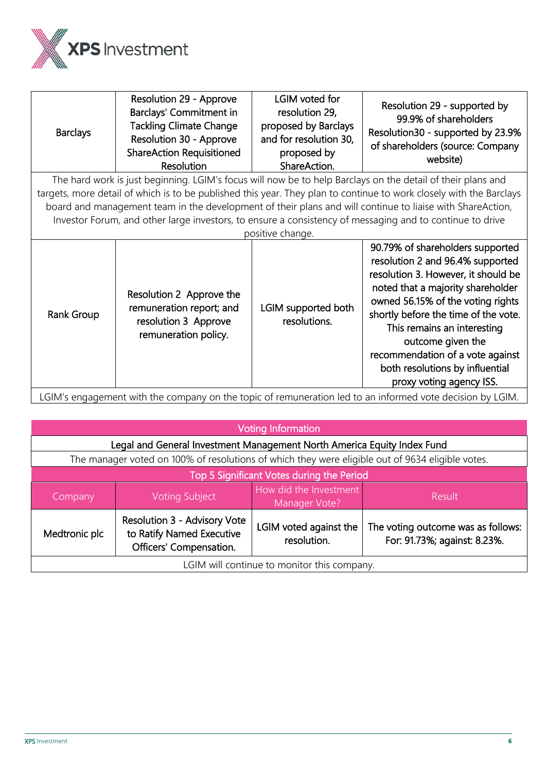| | | | |
|---|---|---|---|
| Barclays | Resolution 29 - Approve Barclays' Commitment in Tackling Climate Change Resolution 30 - Approve ShareAction Requisitioned Resolution | LGIM voted for resolution 29, proposed by Barclays and for resolution 30, proposed by ShareAction. | Resolution 29 - supported by 99.9% of shareholders Resolution30 - supported by 23.9% of shareholders (source: Company website) |
| The hard work is just beginning. LGIM's focus will now be to help Barclays on the detail of their plans and targets, more detail of which is to be published this year. They plan to continue to work closely with the Barclays board and management team in the development of their plans and will continue to liaise with ShareAction, Investor Forum, and other large investors, to ensure a consistency of messaging and to continue to drive positive change. | | | |
| Rank Group | Resolution 2 Approve the remuneration report; and resolution 3 Approve remuneration policy. | LGIM supported both resolutions. | 90.79% of shareholders supported resolution 2 and 96.4% supported resolution 3. However, it should be noted that a majority shareholder owned 56.15% of the voting rights shortly before the time of the vote. This remains an interesting outcome given the recommendation of a vote against both resolutions by influential proxy voting agency ISS. |
| LGIM's engagement with the company on the topic of remuneration led to an informed vote decision by LGIM. | | | |

| Voting Information | | | |
|---|---|---|---|
| Legal and General Investment Management North America Equity Index Fund | | | |
| The manager voted on 100% of resolutions of which they were eligible out of 9634 eligible votes. | | | |
| Top 5 Significant Votes during the Period | | | |
| Company | Voting Subject | How did the Investment Manager Vote? | Result |
| Medtronic plc | Resolution 3 - Advisory Vote to Ratify Named Executive Officers' Compensation. | LGIM voted against the resolution. | The voting outcome was as follows: For: 91.73%; against: 8.23%. |
| LGIM will continue to monitor this company. | | | |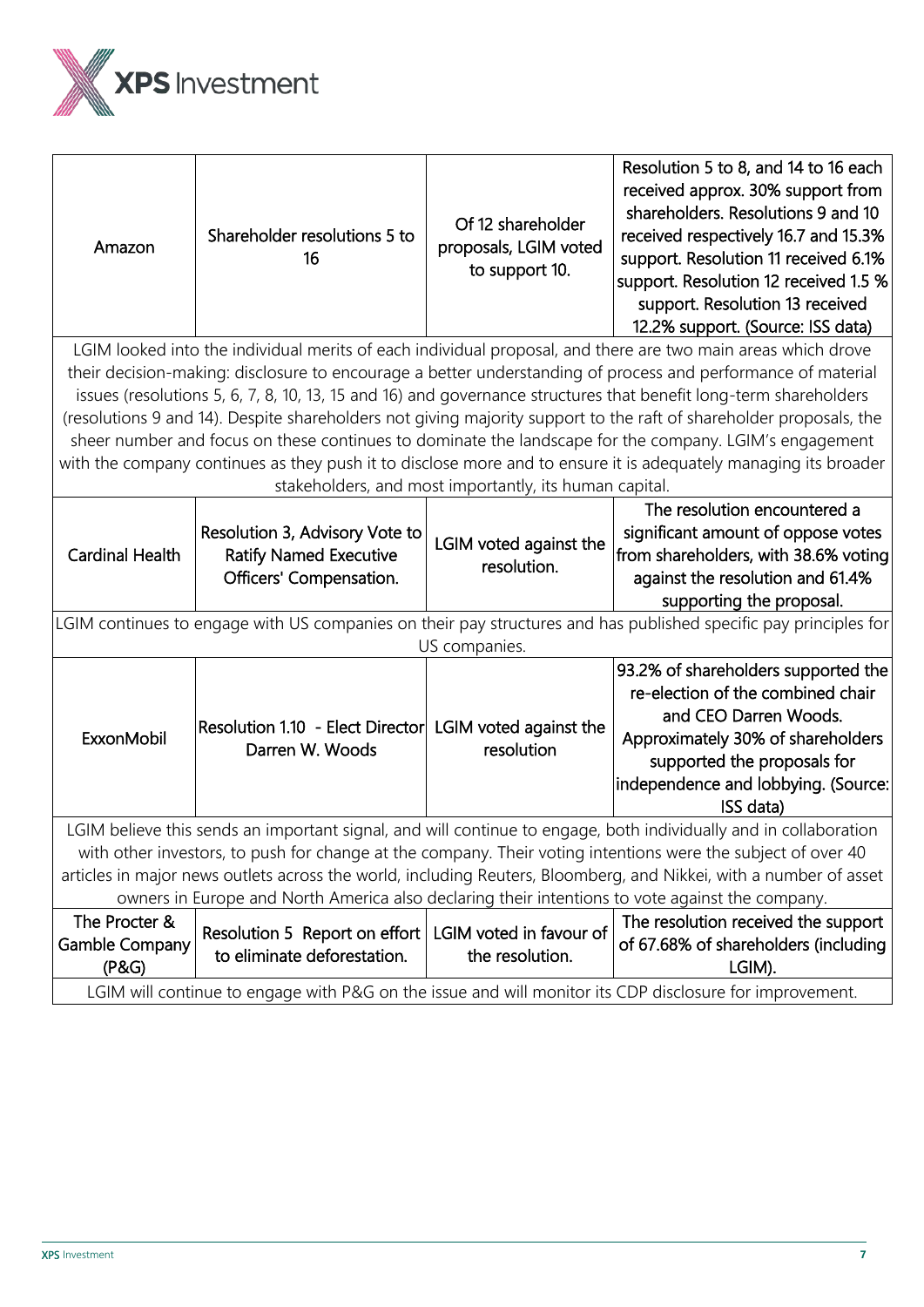| | | | |
|---|---|---|---|
| Amazon | Shareholder resolutions 5 to 16 | Of 12 shareholder proposals, LGIM voted to support 10. | Resolution 5 to 8, and 14 to 16 each received approx. 30% support from shareholders. Resolutions 9 and 10 received respectively 16.7 and 15.3% support. Resolution 11 received 6.1% support. Resolution 12 received 1.5 % support. Resolution 13 received 12.2% support. (Source: ISS data) |
| LGIM looked into the individual merits of each individual proposal, and there are two main areas which drove their decision-making: disclosure to encourage a better understanding of process and performance of material issues (resolutions 5, 6, 7, 8, 10, 13, 15 and 16) and governance structures that benefit long-term shareholders (resolutions 9 and 14). Despite shareholders not giving majority support to the raft of shareholder proposals, the sheer number and focus on these continues to dominate the landscape for the company. LGIM's engagement with the company continues as they push it to disclose more and to ensure it is adequately managing its broader stakeholders, and most importantly, its human capital. | | | |
| Cardinal Health | Resolution 3, Advisory Vote to Ratify Named Executive Officers' Compensation. | LGIM voted against the resolution. | The resolution encountered a significant amount of oppose votes from shareholders, with 38.6% voting against the resolution and 61.4% supporting the proposal. |
| LGIM continues to engage with US companies on their pay structures and has published specific pay principles for US companies. | | | |
| ExxonMobil | Resolution 1.10 - Elect Director Darren W. Woods | LGIM voted against the resolution | 93.2% of shareholders supported the re-election of the combined chair and CEO Darren Woods. Approximately 30% of shareholders supported the proposals for independence and lobbying. (Source: ISS data) |
| LGIM believe this sends an important signal, and will continue to engage, both individually and in collaboration with other investors, to push for change at the company. Their voting intentions were the subject of over 40 articles in major news outlets across the world, including Reuters, Bloomberg, and Nikkei, with a number of asset owners in Europe and North America also declaring their intentions to vote against the company. | | | |
| The Procter & Gamble Company (P&G) | Resolution 5 Report on effort to eliminate deforestation. | LGIM voted in favour of the resolution. | The resolution received the support of 67.68% of shareholders (including LGIM). |
| LGIM will continue to engage with P&G on the issue and will monitor its CDP disclosure for improvement. | | | |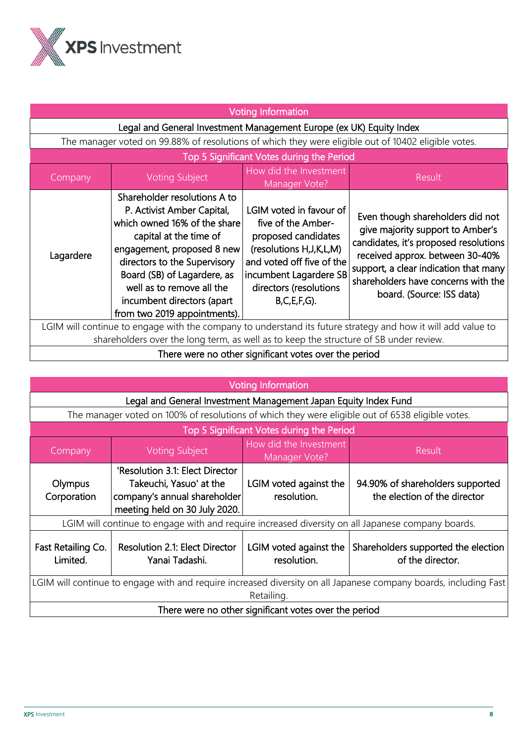| Voting Information | | | |
|---|---|---|---|
| Legal and General Investment Management Europe (ex UK) Equity Index | | | |
| The manager voted on 99.88% of resolutions of which they were eligible out of 10402 eligible votes. | | | |
| Top 5 Significant Votes during the Period | | | |
| Company | Voting Subject | How did the Investment Manager Vote? | Result |
| Lagardere | Shareholder resolutions A to P. Activist Amber Capital, which owned 16% of the share capital at the time of engagement, proposed 8 new directors to the Supervisory Board (SB) of Lagardere, as well as to remove all the incumbent directors (apart from two 2019 appointments). | LGIM voted in favour of five of the Amber-proposed candidates (resolutions H,J,K,L,M) and voted off five of the incumbent Lagardere SB directors (resolutions B,C,E,F,G). | Even though shareholders did not give majority support to Amber's candidates, it's proposed resolutions received approx. between 30-40% support, a clear indication that many shareholders have concerns with the board. (Source: ISS data) |
| LGIM will continue to engage with the company to understand its future strategy and how it will add value to shareholders over the long term, as well as to keep the structure of SB under review. | | | |
| There were no other significant votes over the period | | | |

| Voting Information | | | |
|---|---|---|---|
| Legal and General Investment Management Japan Equity Index Fund | | | |
| The manager voted on 100% of resolutions of which they were eligible out of 6538 eligible votes. | | | |
| Top 5 Significant Votes during the Period | | | |
| Company | Voting Subject | How did the Investment Manager Vote? | Result |
| Olympus Corporation | 'Resolution 3.1: Elect Director Takeuchi, Yasuo' at the company's annual shareholder meeting held on 30 July 2020. | LGIM voted against the resolution. | 94.90% of shareholders supported the election of the director |
| LGIM will continue to engage with and require increased diversity on all Japanese company boards. | | | |
| Fast Retailing Co. Limited. | Resolution 2.1: Elect Director Yanai Tadashi. | LGIM voted against the resolution. | Shareholders supported the election of the director. |
| LGIM will continue to engage with and require increased diversity on all Japanese company boards, including Fast Retailing. | | | |
| There were no other significant votes over the period | | | |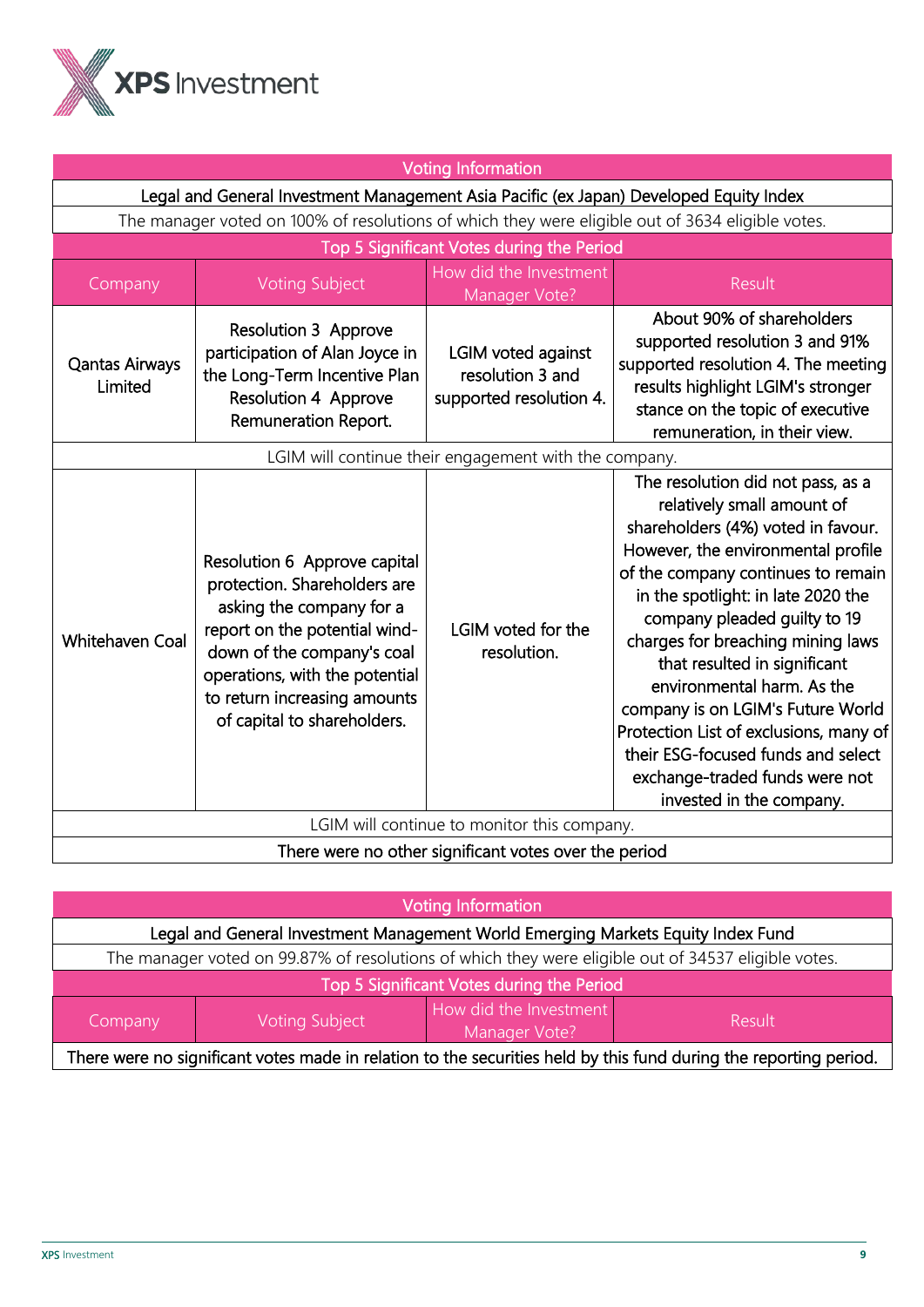| Voting Information | | | |
|---|---|---|---|
| Legal and General Investment Management Asia Pacific (ex Japan) Developed Equity Index | | | |
| The manager voted on 100% of resolutions of which they were eligible out of 3634 eligible votes. | | | |
| Top 5 Significant Votes during the Period | | | |
| Company | Voting Subject | How did the Investment Manager Vote? | Result |
| Qantas Airways Limited | Resolution 3 Approve participation of Alan Joyce in the Long-Term Incentive Plan Resolution 4 Approve Remuneration Report. | LGIM voted against resolution 3 and supported resolution 4. | About 90% of shareholders supported resolution 3 and 91% supported resolution 4. The meeting results highlight LGIM's stronger stance on the topic of executive remuneration, in their view. |
| LGIM will continue their engagement with the company. | | | |
| Whitehaven Coal | Resolution 6 Approve capital protection. Shareholders are asking the company for a report on the potential wind-down of the company's coal operations, with the potential to return increasing amounts of capital to shareholders. | LGIM voted for the resolution. | The resolution did not pass, as a relatively small amount of shareholders (4%) voted in favour. However, the environmental profile of the company continues to remain in the spotlight: in late 2020 the company pleaded guilty to 19 charges for breaching mining laws that resulted in significant environmental harm. As the company is on LGIM's Future World Protection List of exclusions, many of their ESG-focused funds and select exchange-traded funds were not invested in the company. |
| LGIM will continue to monitor this company. | | | |
| There were no other significant votes over the period | | | |

| Voting Information | | | |
|---|---|---|---|
| Legal and General Investment Management World Emerging Markets Equity Index Fund | | | |
| The manager voted on 99.87% of resolutions of which they were eligible out of 34537 eligible votes. | | | |
| Top 5 Significant Votes during the Period | | | |
| Company | Voting Subject | How did the Investment Manager Vote? | Result |
| There were no significant votes made in relation to the securities held by this fund during the reporting period. | | | |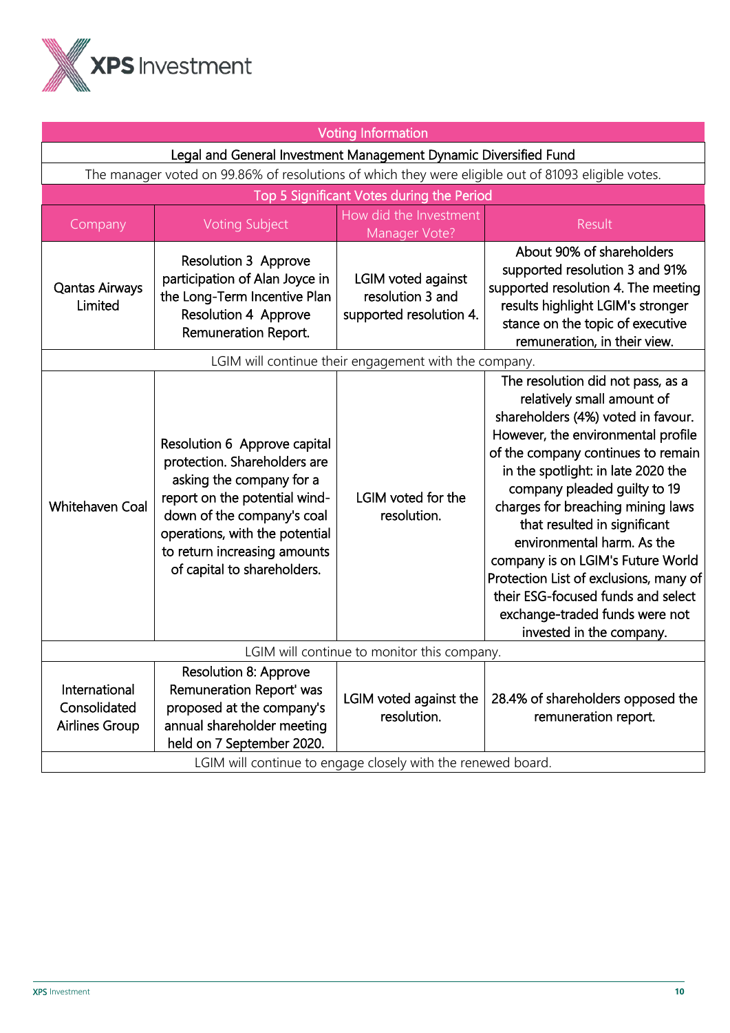| Voting Information | | | |
|---|---|---|---|
| Legal and General Investment Management Dynamic Diversified Fund | | | |
| The manager voted on 99.86% of resolutions of which they were eligible out of 81093 eligible votes. | | | |
| Top 5 Significant Votes during the Period | | | |
| Company | Voting Subject | How did the Investment Manager Vote? | Result |
| Qantas Airways Limited | Resolution 3 Approve participation of Alan Joyce in the Long-Term Incentive Plan Resolution 4 Approve Remuneration Report. | LGIM voted against resolution 3 and supported resolution 4. | About 90% of shareholders supported resolution 3 and 91% supported resolution 4. The meeting results highlight LGIM's stronger stance on the topic of executive remuneration, in their view. |
| LGIM will continue their engagement with the company. | | | |
| Whitehaven Coal | Resolution 6 Approve capital protection. Shareholders are asking the company for a report on the potential wind-down of the company's coal operations, with the potential to return increasing amounts of capital to shareholders. | LGIM voted for the resolution. | The resolution did not pass, as a relatively small amount of shareholders (4%) voted in favour. However, the environmental profile of the company continues to remain in the spotlight: in late 2020 the company pleaded guilty to 19 charges for breaching mining laws that resulted in significant environmental harm. As the company is on LGIM's Future World Protection List of exclusions, many of their ESG-focused funds and select exchange-traded funds were not invested in the company. |
| LGIM will continue to monitor this company. | | | |
| International Consolidated Airlines Group | Resolution 8: Approve Remuneration Report' was proposed at the company's annual shareholder meeting held on 7 September 2020. | LGIM voted against the resolution. | 28.4% of shareholders opposed the remuneration report. |
| LGIM will continue to engage closely with the renewed board. | | | |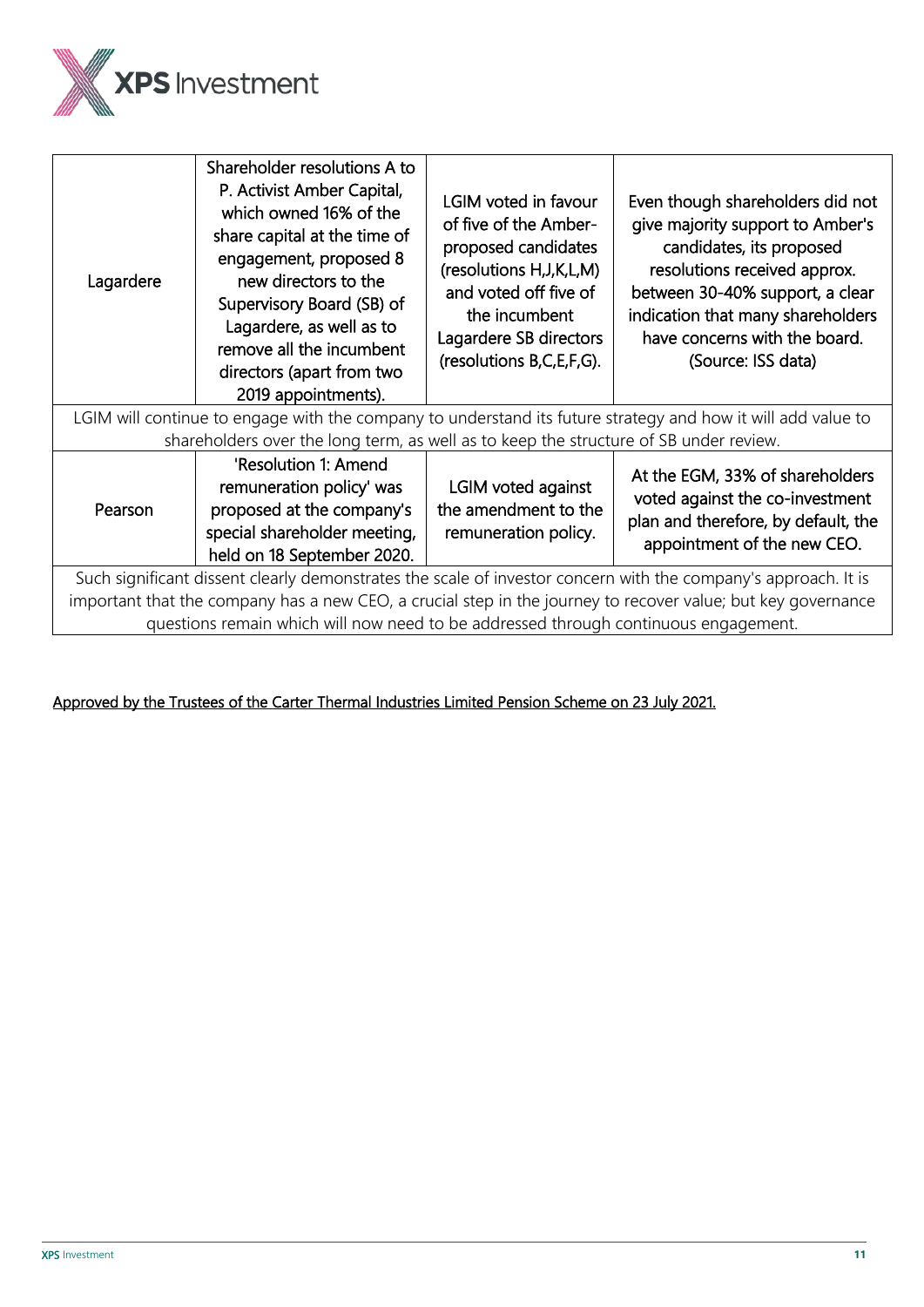| | | | |
|---|---|---|---|
| Lagardere | Shareholder resolutions A to P. Activist Amber Capital, which owned 16% of the share capital at the time of engagement, proposed 8 new directors to the Supervisory Board (SB) of Lagardere, as well as to remove all the incumbent directors (apart from two 2019 appointments). | LGIM voted in favour of five of the Amber-proposed candidates (resolutions H,J,K,L,M) and voted off five of the incumbent Lagardere SB directors (resolutions B,C,E,F,G). | Even though shareholders did not give majority support to Amber's candidates, its proposed resolutions received approx. between 30-40% support, a clear indication that many shareholders have concerns with the board. (Source: ISS data) |
| LGIM will continue to engage with the company to understand its future strategy and how it will add value to shareholders over the long term, as well as to keep the structure of SB under review. | | | |
| Pearson | 'Resolution 1: Amend remuneration policy' was proposed at the company's special shareholder meeting, held on 18 September 2020. | LGIM voted against the amendment to the remuneration policy. | At the EGM, 33% of shareholders voted against the co-investment plan and therefore, by default, the appointment of the new CEO. |
| Such significant dissent clearly demonstrates the scale of investor concern with the company's approach. It is important that the company has a new CEO, a crucial step in the journey to recover value; but key governance questions remain which will now need to be addressed through continuous engagement. | | | |

Approved by the Trustees of the Carter Thermal Industries Limited Pension Scheme on 23 July 2021.